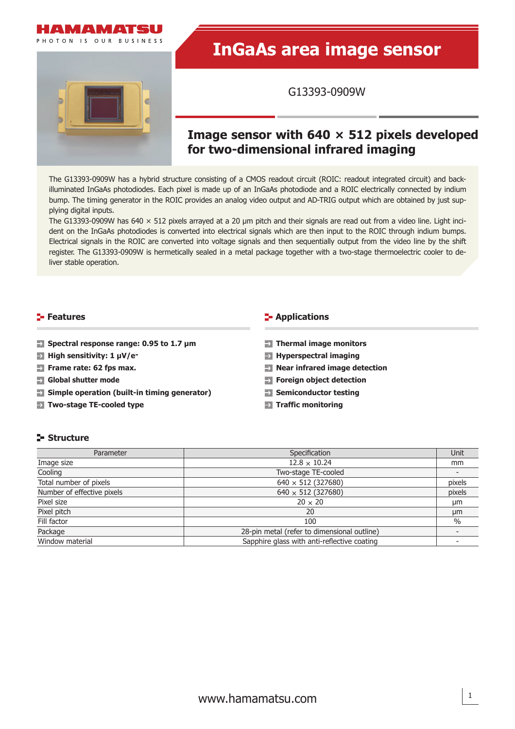# InGaAs area image sensor

G13393-0909W

## Image sensor with 640 × 512 pixels developed for two-dimensional infrared imaging

The G13393-0909W has a hybrid structure consisting of a CMOS readout circuit (ROIC: readout integrated circuit) and back-illuminated InGaAs photodiodes. Each pixel is made up of an InGaAs photodiode and a ROIC electrically connected by indium bump. The timing generator in the ROIC provides an analog video output and AD-TRIG output which are obtained by just supplying digital inputs.

The G13393-0909W has 640 × 512 pixels arrayed at a 20 μm pitch and their signals are read out from a video line. Light incident on the InGaAs photodiodes is converted into electrical signals which are then input to the ROIC through indium bumps. Electrical signals in the ROIC are converted into voltage signals and then sequentially output from the video line by the shift register. The G13393-0909W is hermetically sealed in a metal package together with a two-stage thermoelectric cooler to deliver stable operation.

### Features

- **Spectral response range: 0.95 to 1.7 μm**
- **High sensitivity: 1 μV/e⁻**
- **Frame rate: 62 fps max.**
- **Global shutter mode**
- **Simple operation (built-in timing generator)**
- **Two-stage TE-cooled type**

### Applications

- **Thermal image monitors**
- **Hyperspectral imaging**
- **Near infrared image detection**
- **Foreign object detection**
- **Semiconductor testing**
- **Traffic monitoring**

### Structure

| Parameter | Specification | Unit |
|---|---|---|
| Image size | 12.8 × 10.24 | mm |
| Cooling | Two-stage TE-cooled | - |
| Total number of pixels | 640 × 512 (327680) | pixels |
| Number of effective pixels | 640 × 512 (327680) | pixels |
| Pixel size | 20 × 20 | μm |
| Pixel pitch | 20 | μm |
| Fill factor | 100 | % |
| Package | 28-pin metal (refer to dimensional outline) | - |
| Window material | Sapphire glass with anti-reflective coating | - |

www.hamamatsu.com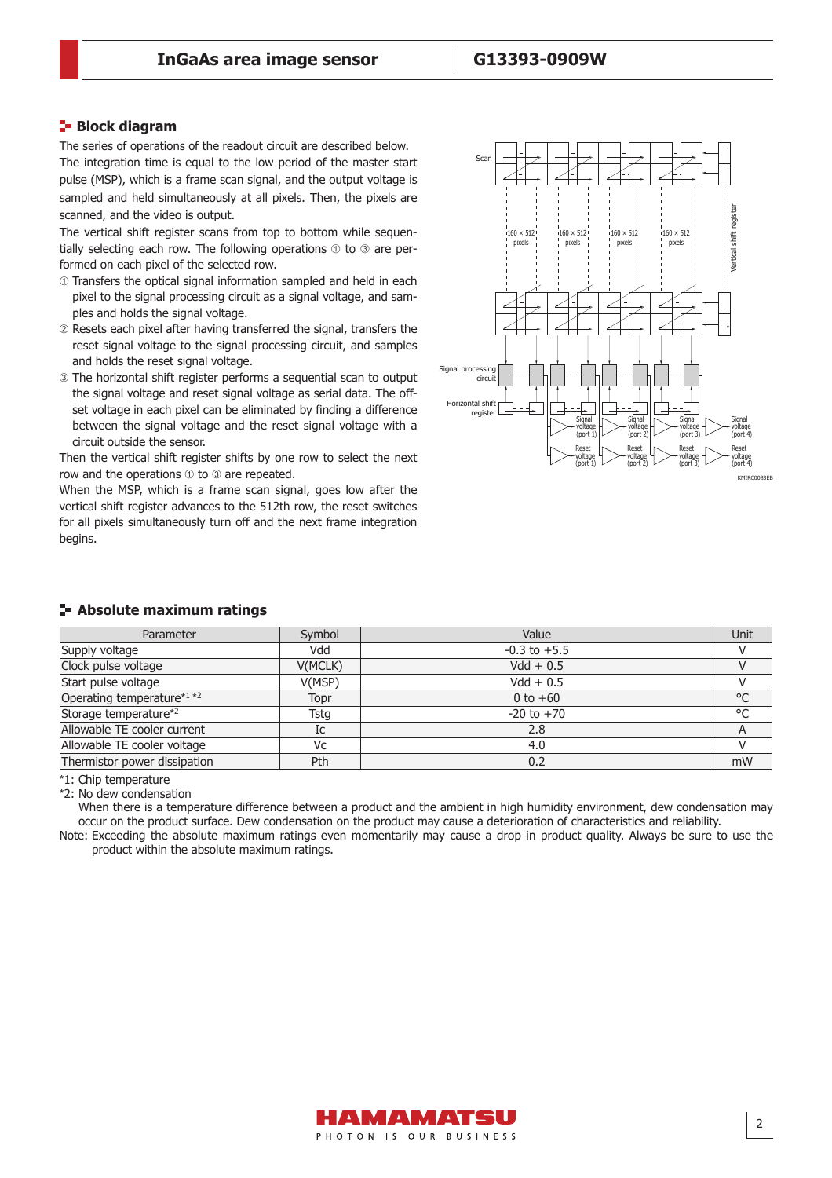## Block diagram

The series of operations of the readout circuit are described below.

The integration time is equal to the low period of the master start pulse (MSP), which is a frame scan signal, and the output voltage is sampled and held simultaneously at all pixels. Then, the pixels are scanned, and the video is output.

The vertical shift register scans from top to bottom while sequentially selecting each row. The following operations ① to ③ are performed on each pixel of the selected row.

① Transfers the optical signal information sampled and held in each pixel to the signal processing circuit as a signal voltage, and samples and holds the signal voltage.

② Resets each pixel after having transferred the signal, transfers the reset signal voltage to the signal processing circuit, and samples and holds the reset signal voltage.

③ The horizontal shift register performs a sequential scan to output the signal voltage and reset signal voltage as serial data. The offset voltage in each pixel can be eliminated by finding a difference between the signal voltage and the reset signal voltage with a circuit outside the sensor.

Then the vertical shift register shifts by one row to select the next row and the operations ① to ③ are repeated.

When the MSP, which is a frame scan signal, goes low after the vertical shift register advances to the 512th row, the reset switches for all pixels simultaneously turn off and the next frame integration begins.

KMIRC0083EB

## Absolute maximum ratings

| Parameter | Symbol | Value | Unit |
|---|---|---|---|
| Supply voltage | Vdd | -0.3 to +5.5 | V |
| Clock pulse voltage | V(MCLK) | Vdd + 0.5 | V |
| Start pulse voltage | V(MSP) | Vdd + 0.5 | V |
| Operating temperature*1 *2 | Topr | 0 to +60 | °C |
| Storage temperature*2 | Tstg | -20 to +70 | °C |
| Allowable TE cooler current | Ic | 2.8 | A |
| Allowable TE cooler voltage | Vc | 4.0 | V |
| Thermistor power dissipation | Pth | 0.2 | mW |

*1: Chip temperature

*2: No dew condensation

When there is a temperature difference between a product and the ambient in high humidity environment, dew condensation may occur on the product surface. Dew condensation on the product may cause a deterioration of characteristics and reliability.

Note: Exceeding the absolute maximum ratings even momentarily may cause a drop in product quality. Always be sure to use the product within the absolute maximum ratings.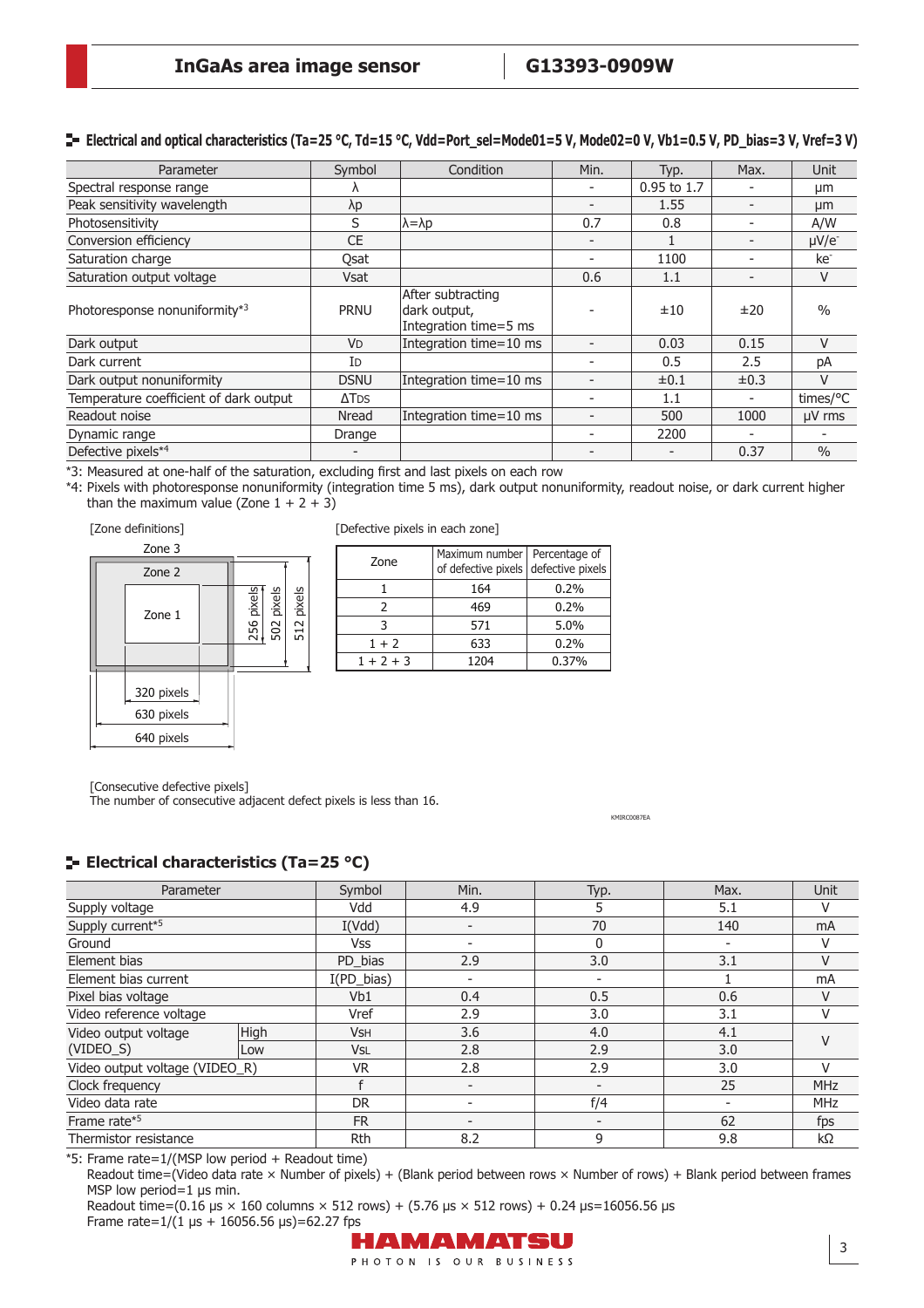## Electrical and optical characteristics (Ta=25 °C, Td=15 °C, Vdd=Port_sel=Mode01=5 V, Mode02=0 V, Vb1=0.5 V, PD_bias=3 V, Vref=3 V)

| Parameter | Symbol | Condition | Min. | Typ. | Max. | Unit |
|---|---|---|---|---|---|---|
| Spectral response range | λ | | - | 0.95 to 1.7 | - | μm |
| Peak sensitivity wavelength | λp | | - | 1.55 | - | μm |
| Photosensitivity | S | λ=λp | 0.7 | 0.8 | - | A/W |
| Conversion efficiency | CE | | - | 1 | - | μV/e- |
| Saturation charge | Qsat | | - | 1100 | - | ke- |
| Saturation output voltage | Vsat | | 0.6 | 1.1 | - | V |
| Photoresponse nonuniformity*3 | PRNU | After subtracting dark output, Integration time=5 ms | - | ±10 | ±20 | % |
| Dark output | $V_D$ | Integration time=10 ms | - | 0.03 | 0.15 | V |
| Dark current | $I_D$ | | - | 0.5 | 2.5 | pA |
| Dark output nonuniformity | DSNU | Integration time=10 ms | - | ±0.1 | ±0.3 | V |
| Temperature coefficient of dark output | $\Delta T_{DS}$ | | - | 1.1 | - | times/°C |
| Readout noise | Nread | Integration time=10 ms | - | 500 | 1000 | μV rms |
| Dynamic range | Drange | | - | 2200 | - | - |
| Defective pixels*4 | - | | - | - | 0.37 | % |

*3: Measured at one-half of the saturation, excluding first and last pixels on each row

*4: Pixels with photoresponse nonuniformity (integration time 5 ms), dark output nonuniformity, readout noise, or dark current higher than the maximum value (Zone 1 + 2 + 3)

[Zone definitions]

Zone 1: 320 pixels × 256 pixels; Zone 2: 630 pixels × 502 pixels; Zone 3: 640 pixels × 512 pixels

[Defective pixels in each zone]

| Zone | Maximum number of defective pixels | Percentage of defective pixels |
|---|---|---|
| 1 | 164 | 0.2% |
| 2 | 469 | 0.2% |
| 3 | 571 | 5.0% |
| 1 + 2 | 633 | 0.2% |
| 1 + 2 + 3 | 1204 | 0.37% |

[Consecutive defective pixels]

The number of consecutive adjacent defect pixels is less than 16.

KMIRC0087EA

## Electrical characteristics (Ta=25 °C)

| Parameter | | Symbol | Min. | Typ. | Max. | Unit |
|---|---|---|---|---|---|---|
| Supply voltage | | Vdd | 4.9 | 5 | 5.1 | V |
| Supply current*5 | | I(Vdd) | - | 70 | 140 | mA |
| Ground | | Vss | - | 0 | - | V |
| Element bias | | PD_bias | 2.9 | 3.0 | 3.1 | V |
| Element bias current | | I(PD_bias) | - | - | 1 | mA |
| Pixel bias voltage | | Vb1 | 0.4 | 0.5 | 0.6 | V |
| Video reference voltage | | Vref | 2.9 | 3.0 | 3.1 | V |
| Video output voltage (VIDEO_S) | High | $V_{SH}$ | 3.6 | 4.0 | 4.1 | V |
| | Low | $V_{SL}$ | 2.8 | 2.9 | 3.0 | V |
| Video output voltage (VIDEO_R) | | VR | 2.8 | 2.9 | 3.0 | V |
| Clock frequency | | f | - | - | 25 | MHz |
| Video data rate | | DR | - | f/4 | - | MHz |
| Frame rate*5 | | FR | - | - | 62 | fps |
| Thermistor resistance | | Rth | 8.2 | 9 | 9.8 | kΩ |

*5: Frame rate=1/(MSP low period + Readout time)

Readout time=(Video data rate × Number of pixels) + (Blank period between rows × Number of rows) + Blank period between frames

MSP low period=1 μs min.

Readout time=(0.16 μs × 160 columns × 512 rows) + (5.76 μs × 512 rows) + 0.24 μs=16056.56 μs

Frame rate=1/(1 μs + 16056.56 μs)=62.27 fps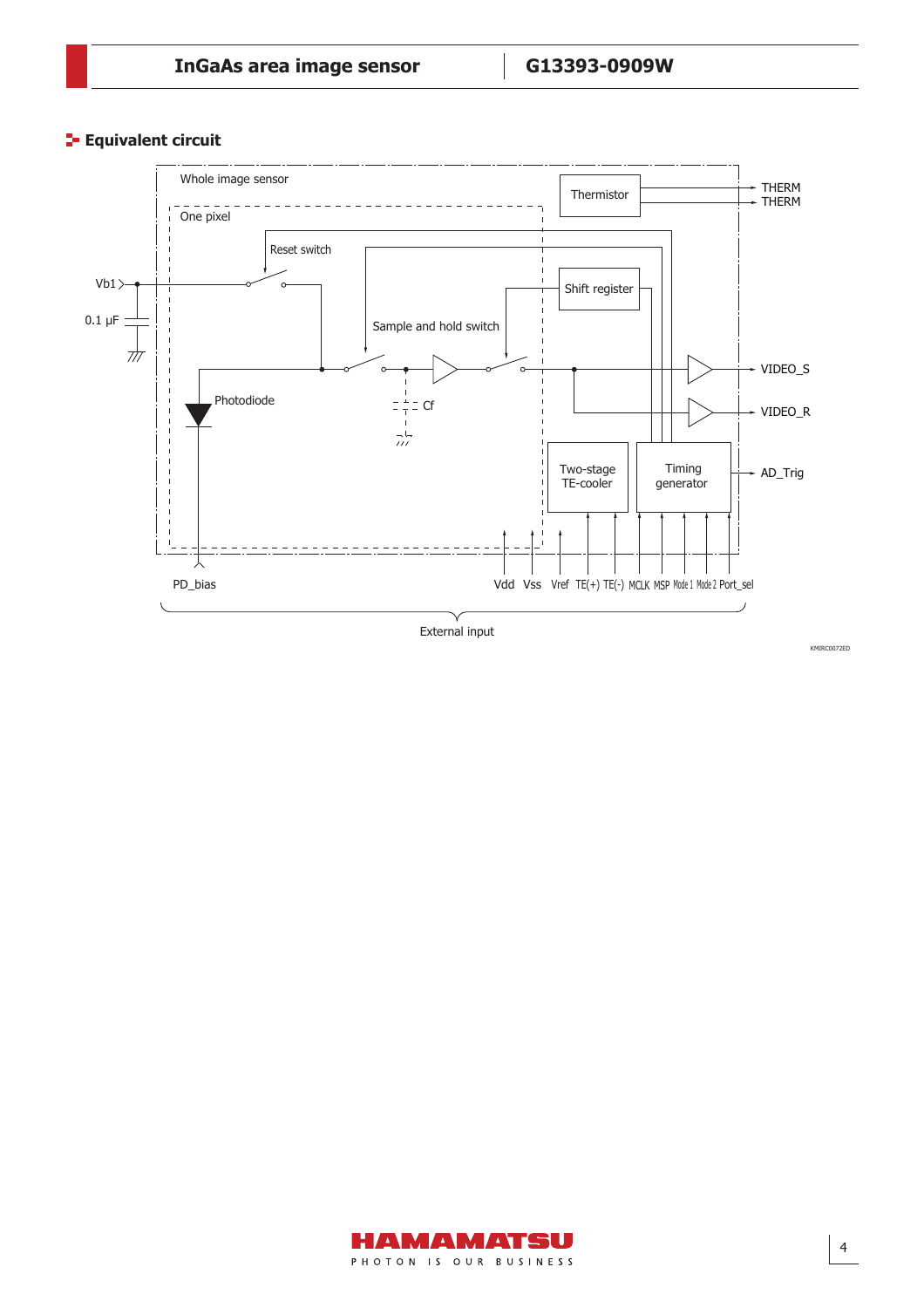## Equivalent circuit

Whole image sensor

One pixel

Thermistor

THERM
THERM

Reset switch

Vb1

0.1 μF

Shift register

Sample and hold switch

VIDEO_S

Photodiode

Cf

VIDEO_R

Two-stage TE-cooler

Timing generator

AD_Trig

PD_bias

Vdd Vss Vref TE(+) TE(-) MCLK MSP Mode1 Mode2 Port_sel

External input

KMIRC0072ED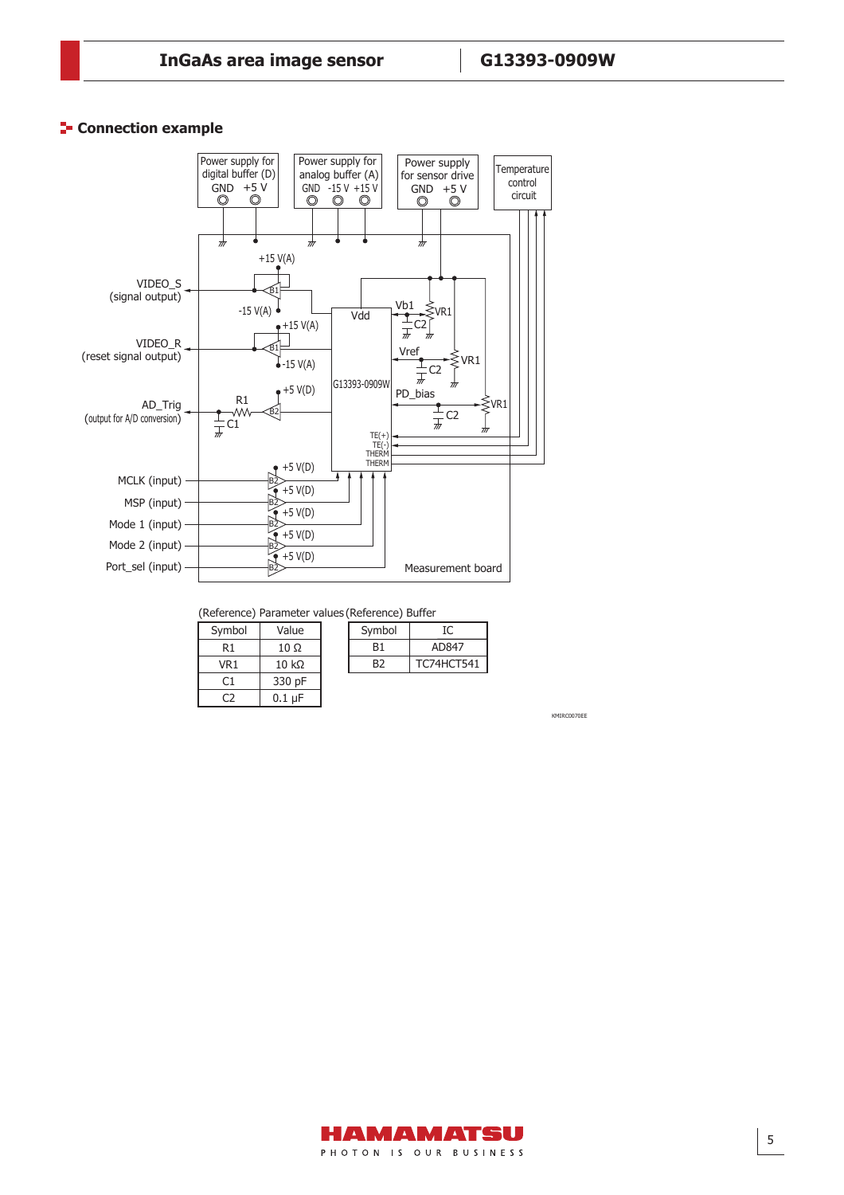## Connection example

Power supply for digital buffer (D) GND +5 V

Power supply for analog buffer (A) GND -15 V +15 V

Power supply for sensor drive GND +5 V

Temperature control circuit

VIDEO_S (signal output)

VIDEO_R (reset signal output)

AD_Trig (output for A/D conversion)

MCLK (input)

MSP (input)

Mode 1 (input)

Mode 2 (input)

Port_sel (input)

G13393-0909W

Vdd, Vb1, Vref, PD_bias, TE(+), TE(-), THERM, THERM

Measurement board

KMIRC0070EE

(Reference) Parameter values

| Symbol | Value |
| --- | --- |
| R1 | 10 Ω |
| VR1 | 10 kΩ |
| C1 | 330 pF |
| C2 | 0.1 µF |

(Reference) Buffer

| Symbol | IC |
| --- | --- |
| B1 | AD847 |
| B2 | TC74HCT541 |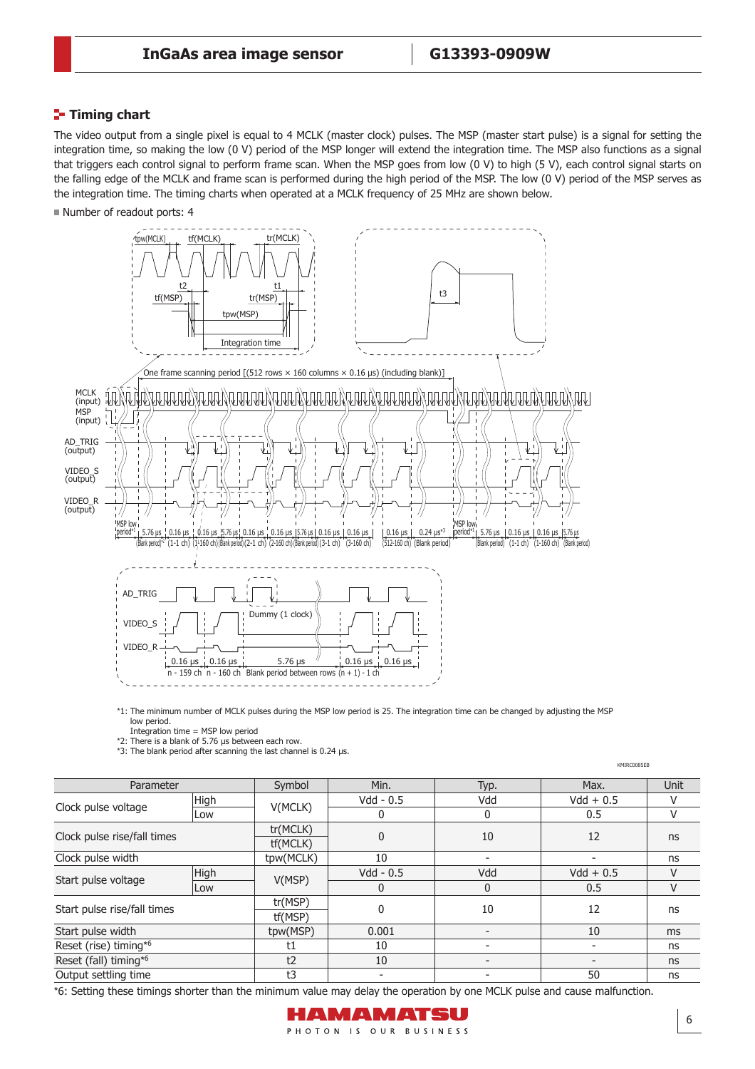## Timing chart

The video output from a single pixel is equal to 4 MCLK (master clock) pulses. The MSP (master start pulse) is a signal for setting the integration time, so making the low (0 V) period of the MSP longer will extend the integration time. The MSP also functions as a signal that triggers each control signal to perform frame scan. When the MSP goes from low (0 V) to high (5 V), each control signal starts on the falling edge of the MCLK and frame scan is performed during the high period of the MSP. The low (0 V) period of the MSP serves as the integration time. The timing charts when operated at a MCLK frequency of 25 MHz are shown below.

■ Number of readout ports: 4

*1: The minimum number of MCLK pulses during the MSP low period is 25. The integration time can be changed by adjusting the MSP low period.
Integration time = MSP low period
*2: There is a blank of 5.76 µs between each row.
*3: The blank period after scanning the last channel is 0.24 µs.

KMIRC0085EB

| Parameter | | Symbol | Min. | Typ. | Max. | Unit |
|---|---|---|---|---|---|---|
| Clock pulse voltage | High | V(MCLK) | Vdd - 0.5 | Vdd | Vdd + 0.5 | V |
| | Low | | 0 | 0 | 0.5 | V |
| Clock pulse rise/fall times | | tr(MCLK) tf(MCLK) | 0 | 10 | 12 | ns |
| Clock pulse width | | tpw(MCLK) | 10 | - | - | ns |
| Start pulse voltage | High | V(MSP) | Vdd - 0.5 | Vdd | Vdd + 0.5 | V |
| | Low | | 0 | 0 | 0.5 | V |
| Start pulse rise/fall times | | tr(MSP) tf(MSP) | 0 | 10 | 12 | ns |
| Start pulse width | | tpw(MSP) | 0.001 | - | 10 | ms |
| Reset (rise) timing*6 | | t1 | 10 | - | - | ns |
| Reset (fall) timing*6 | | t2 | 10 | - | - | ns |
| Output settling time | | t3 | - | - | 50 | ns |

*6: Setting these timings shorter than the minimum value may delay the operation by one MCLK pulse and cause malfunction.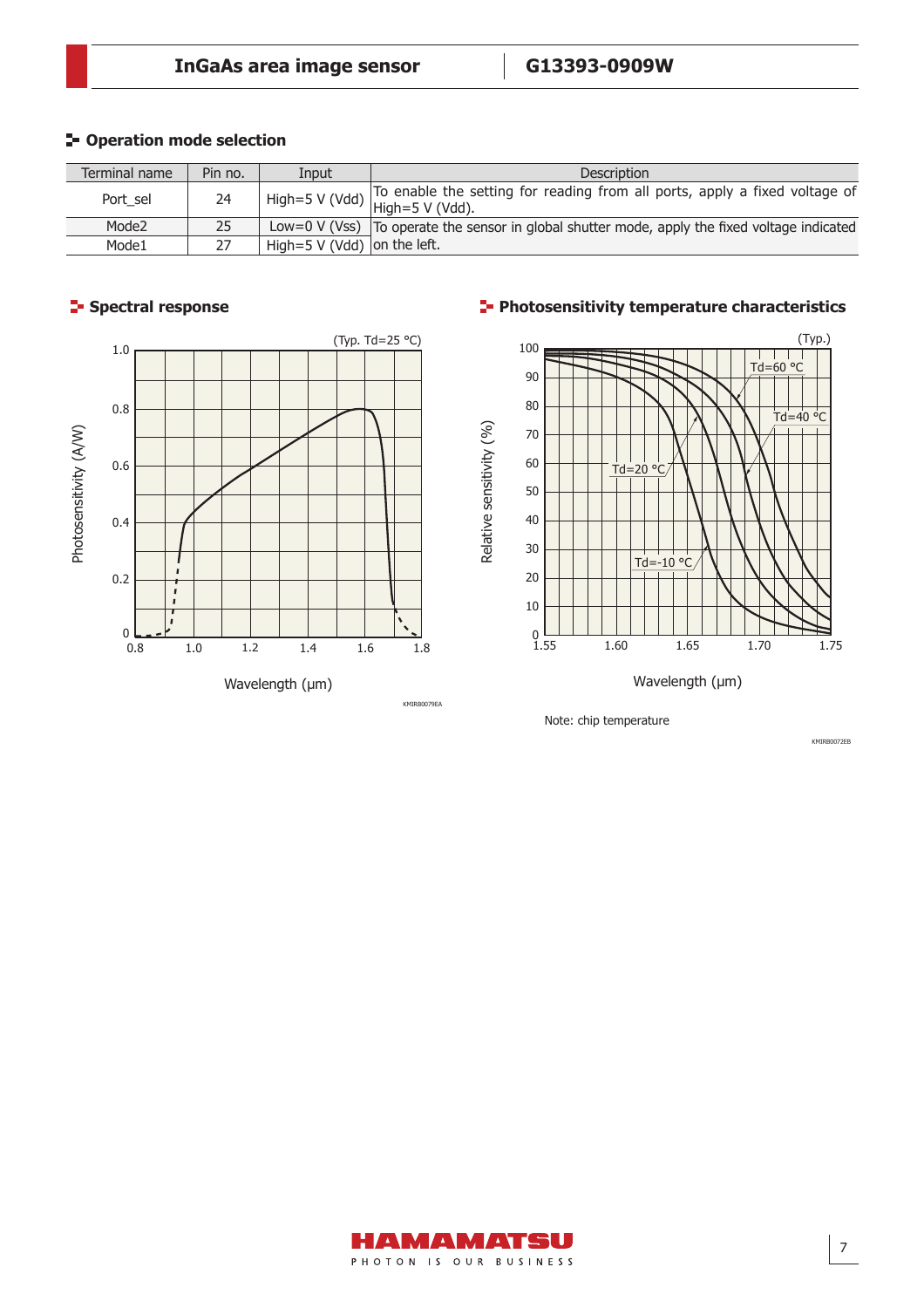## Operation mode selection

| Terminal name | Pin no. | Input | Description |
|---|---|---|---|
| Port_sel | 24 | High=5 V (Vdd) | To enable the setting for reading from all ports, apply a fixed voltage of High=5 V (Vdd). |
| Mode2 | 25 | Low=0 V (Vss) | To operate the sensor in global shutter mode, apply the fixed voltage indicated on the left. |
| Mode1 | 27 | High=5 V (Vdd) | |

## Spectral response

(Typ. Td=25 °C)

Photosensitivity (A/W)

Wavelength (μm)

KMIRB0079EA

## Photosensitivity temperature characteristics

(Typ.)

Relative sensitivity (%)

Wavelength (μm)

Note: chip temperature

KMIRB0072EB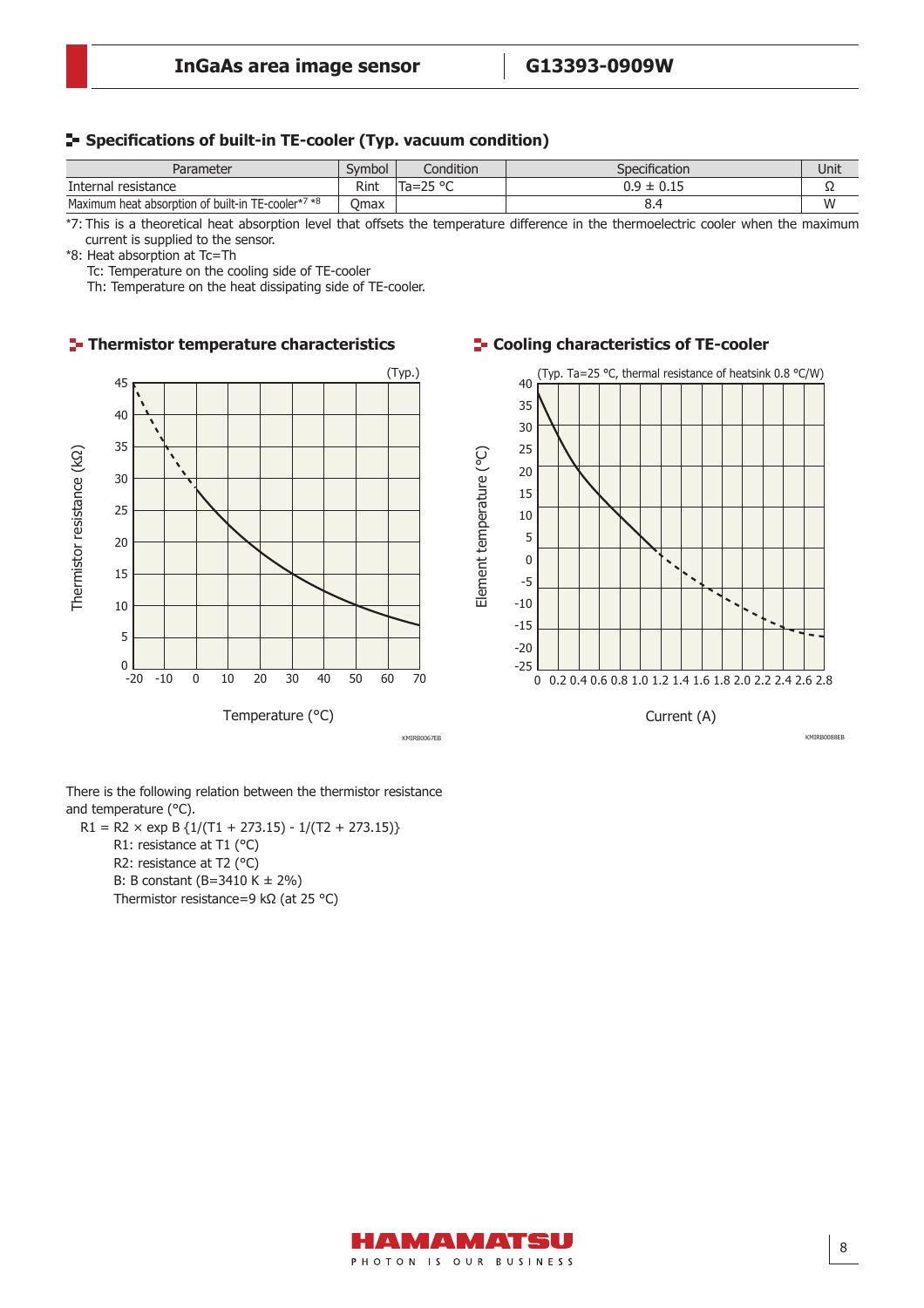## Specifications of built-in TE-cooler (Typ. vacuum condition)

| Parameter | Symbol | Condition | Specification | Unit |
|---|---|---|---|---|
| Internal resistance | Rint | Ta=25 °C | 0.9 ± 0.15 | Ω |
| Maximum heat absorption of built-in TE-cooler*7 *8 | Qmax | | 8.4 | W |

*7: This is a theoretical heat absorption level that offsets the temperature difference in the thermoelectric cooler when the maximum current is supplied to the sensor.

*8: Heat absorption at Tc=Th

Tc: Temperature on the cooling side of TE-cooler

Th: Temperature on the heat dissipating side of TE-cooler.

## Thermistor temperature characteristics

(Typ.)

Thermistor resistance (kΩ)

Temperature (°C)

KMIRB0067EB

## Cooling characteristics of TE-cooler

(Typ. Ta=25 °C, thermal resistance of heatsink 0.8 °C/W)

Element temperature (°C)

Current (A)

KMIRB0088EB

There is the following relation between the thermistor resistance and temperature (°C).

$$R1 = R2 \times \exp B \{1/(T1 + 273.15) - 1/(T2 + 273.15)\}$$

R1: resistance at T1 (°C)

R2: resistance at T2 (°C)

B: B constant (B=3410 K ± 2%)

Thermistor resistance=9 kΩ (at 25 °C)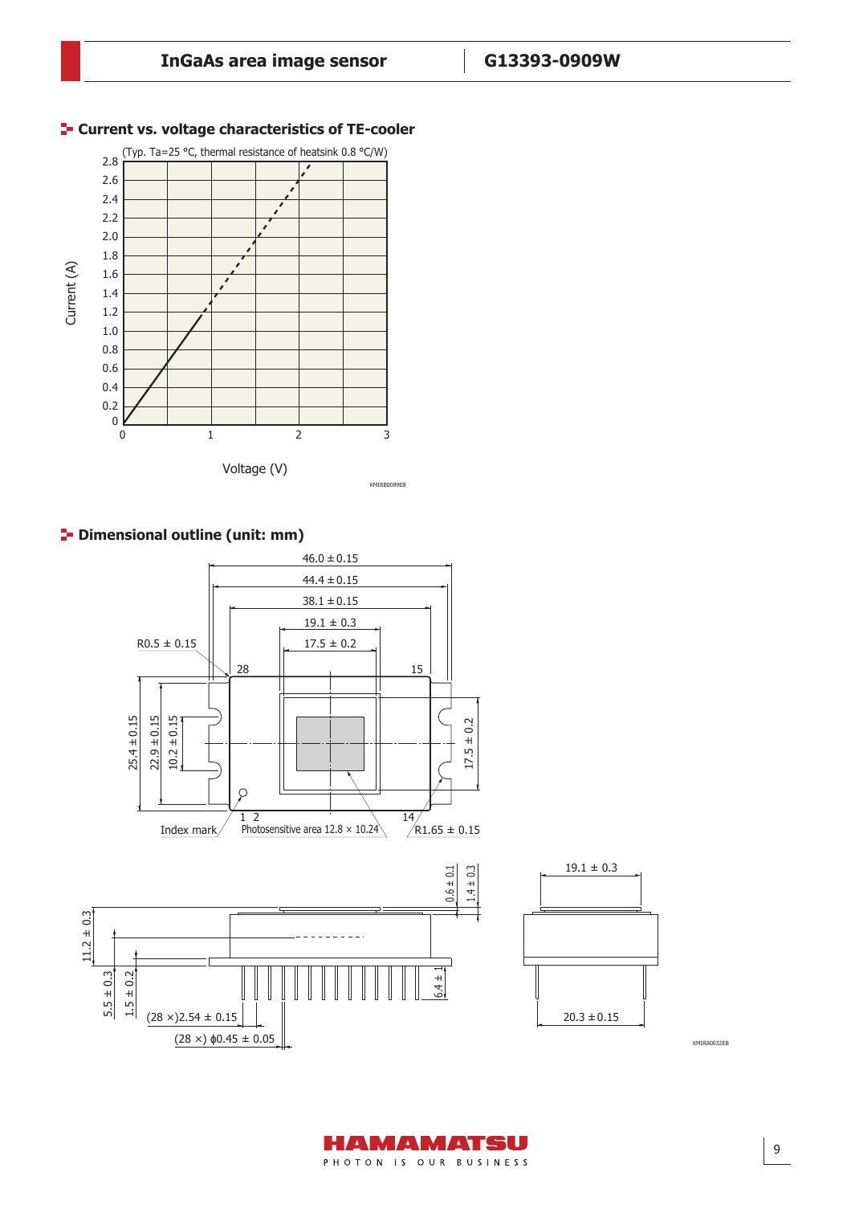## Current vs. voltage characteristics of TE-cooler

(Typ. Ta=25 °C, thermal resistance of heatsink 0.8 °C/W)

Current (A)

Voltage (V)

KMIRB0089EB

## Dimensional outline (unit: mm)

46.0 ± 0.15

44.4 ± 0.15

38.1 ± 0.15

19.1 ± 0.3

17.5 ± 0.2

R0.5 ± 0.15

28

15

25.4 ± 0.15

22.9 ± 0.15

10.2 ± 0.15

17.5 ± 0.2

1 2

14

Index mark

Photosensitive area 12.8 × 10.24

R1.65 ± 0.15

0.6 ± 0.1

1.4 ± 0.3

11.2 ± 0.3

5.5 ± 0.3

1.5 ± 0.2

6.4 ± 1

(28 ×)2.54 ± 0.15

(28 ×) ϕ0.45 ± 0.05

19.1 ± 0.3

20.3 ± 0.15

KMIRA0032EB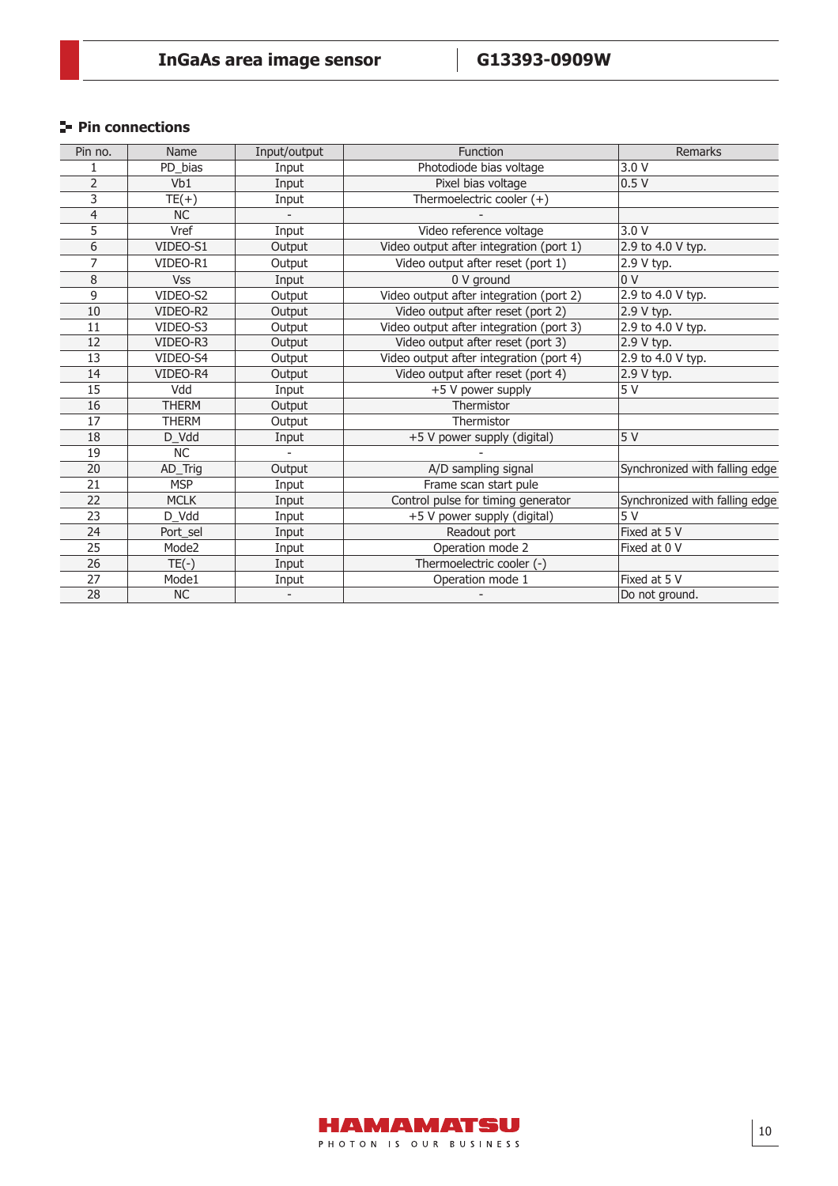## Pin connections

| Pin no. | Name | Input/output | Function | Remarks |
|---|---|---|---|---|
| 1 | PD_bias | Input | Photodiode bias voltage | 3.0 V |
| 2 | Vb1 | Input | Pixel bias voltage | 0.5 V |
| 3 | TE(+) | Input | Thermoelectric cooler (+) | |
| 4 | NC | - | - | |
| 5 | Vref | Input | Video reference voltage | 3.0 V |
| 6 | VIDEO-S1 | Output | Video output after integration (port 1) | 2.9 to 4.0 V typ. |
| 7 | VIDEO-R1 | Output | Video output after reset (port 1) | 2.9 V typ. |
| 8 | Vss | Input | 0 V ground | 0 V |
| 9 | VIDEO-S2 | Output | Video output after integration (port 2) | 2.9 to 4.0 V typ. |
| 10 | VIDEO-R2 | Output | Video output after reset (port 2) | 2.9 V typ. |
| 11 | VIDEO-S3 | Output | Video output after integration (port 3) | 2.9 to 4.0 V typ. |
| 12 | VIDEO-R3 | Output | Video output after reset (port 3) | 2.9 V typ. |
| 13 | VIDEO-S4 | Output | Video output after integration (port 4) | 2.9 to 4.0 V typ. |
| 14 | VIDEO-R4 | Output | Video output after reset (port 4) | 2.9 V typ. |
| 15 | Vdd | Input | +5 V power supply | 5 V |
| 16 | THERM | Output | Thermistor | |
| 17 | THERM | Output | Thermistor | |
| 18 | D_Vdd | Input | +5 V power supply (digital) | 5 V |
| 19 | NC | - | - | |
| 20 | AD_Trig | Output | A/D sampling signal | Synchronized with falling edge |
| 21 | MSP | Input | Frame scan start pule | |
| 22 | MCLK | Input | Control pulse for timing generator | Synchronized with falling edge |
| 23 | D_Vdd | Input | +5 V power supply (digital) | 5 V |
| 24 | Port_sel | Input | Readout port | Fixed at 5 V |
| 25 | Mode2 | Input | Operation mode 2 | Fixed at 0 V |
| 26 | TE(-) | Input | Thermoelectric cooler (-) | |
| 27 | Mode1 | Input | Operation mode 1 | Fixed at 5 V |
| 28 | NC | - | - | Do not ground. |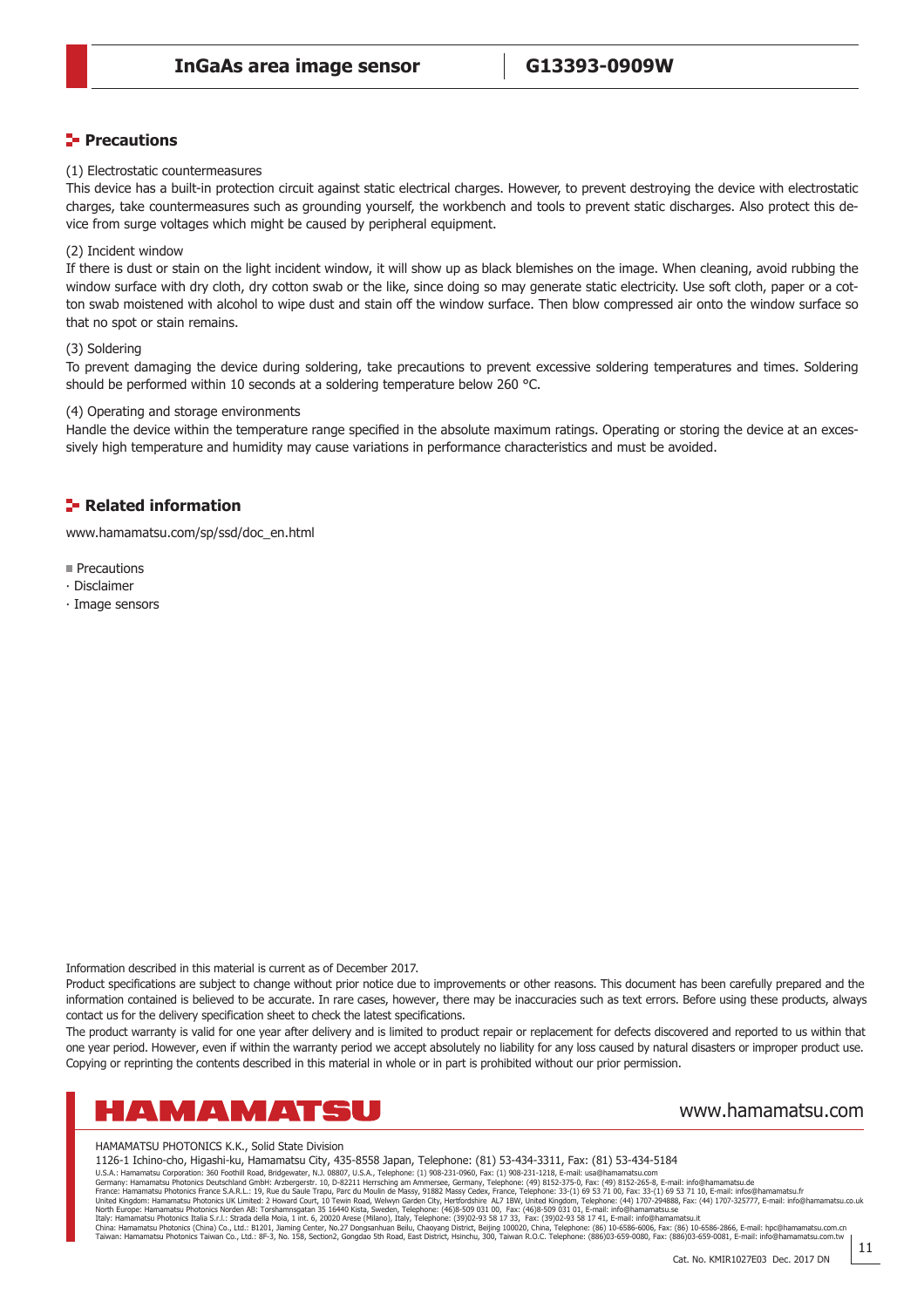## Precautions

(1) Electrostatic countermeasures

This device has a built-in protection circuit against static electrical charges. However, to prevent destroying the device with electrostatic charges, take countermeasures such as grounding yourself, the workbench and tools to prevent static discharges. Also protect this device from surge voltages which might be caused by peripheral equipment.

(2) Incident window

If there is dust or stain on the light incident window, it will show up as black blemishes on the image. When cleaning, avoid rubbing the window surface with dry cloth, dry cotton swab or the like, since doing so may generate static electricity. Use soft cloth, paper or a cotton swab moistened with alcohol to wipe dust and stain off the window surface. Then blow compressed air onto the window surface so that no spot or stain remains.

(3) Soldering

To prevent damaging the device during soldering, take precautions to prevent excessive soldering temperatures and times. Soldering should be performed within 10 seconds at a soldering temperature below 260 °C.

(4) Operating and storage environments

Handle the device within the temperature range specified in the absolute maximum ratings. Operating or storing the device at an excessively high temperature and humidity may cause variations in performance characteristics and must be avoided.

## Related information

www.hamamatsu.com/sp/ssd/doc_en.html

- Precautions
  - · Disclaimer
  - · Image sensors

Information described in this material is current as of December 2017.

Product specifications are subject to change without prior notice due to improvements or other reasons. This document has been carefully prepared and the information contained is believed to be accurate. In rare cases, however, there may be inaccuracies such as text errors. Before using these products, always contact us for the delivery specification sheet to check the latest specifications.

The product warranty is valid for one year after delivery and is limited to product repair or replacement for defects discovered and reported to us within that one year period. However, even if within the warranty period we accept absolutely no liability for any loss caused by natural disasters or improper product use. Copying or reprinting the contents described in this material in whole or in part is prohibited without our prior permission.

HAMAMATSU

www.hamamatsu.com

HAMAMATSU PHOTONICS K.K., Solid State Division

1126-1 Ichino-cho, Higashi-ku, Hamamatsu City, 435-8558 Japan, Telephone: (81) 53-434-3311, Fax: (81) 53-434-5184

U.S.A.: Hamamatsu Corporation: 360 Foothill Road, Bridgewater, N.J. 08807, U.S.A., Telephone: (1) 908-231-0960, Fax: (1) 908-231-1218, E-mail: usa@hamamatsu.com
Germany: Hamamatsu Photonics Deutschland GmbH: Arzbergerstr. 10, D-82211 Herrsching am Ammersee, Germany, Telephone: (49) 8152-375-0, Fax: (49) 8152-265-8, E-mail: info@hamamatsu.de
France: Hamamatsu Photonics France S.A.R.L.: 19, Rue du Saule Trapu, Parc du Moulin de Massy, 91882 Massy Cedex, France, Telephone: 33-(1) 69 53 71 00, Fax: 33-(1) 69 53 71 10, E-mail: infos@hamamatsu.fr
United Kingdom: Hamamatsu Photonics UK Limited: 2 Howard Court, 10 Tewin Road, Welwyn Garden City, Hertfordshire AL7 1BW, United Kingdom, Telephone: (44) 1707-294888, Fax: (44) 1707-325777, E-mail: info@hamamatsu.co.uk
North Europe: Hamamatsu Photonics Norden AB: Torshamnsgatan 35 16440 Kista, Sweden, Telephone: (46)8-509 031 00, Fax: (46)8-509 031 01, E-mail: info@hamamatsu.se
Italy: Hamamatsu Photonics Italia S.r.l.: Strada della Moia, 1 int. 6, 20020 Arese (Milano), Italy, Telephone: (39)02-93 58 17 33, Fax: (39)02-93 58 17 41, E-mail: info@hamamatsu.it
China: Hamamatsu Photonics (China) Co., Ltd.: B1201, Jiaming Center, No.27 Dongsanhuan Beilu, Chaoyang District, Beijing 100020, China, Telephone: (86) 10-6586-6006, Fax: (86) 10-6586-2866, E-mail: hpc@hamamatsu.com.cn
Taiwan: Hamamatsu Photonics Taiwan Co., Ltd.: 8F-3, No. 158, Section2, Gongdao 5th Road, East District, Hsinchu, 300, Taiwan R.O.C. Telephone: (886)03-659-0080, Fax: (886)03-659-0081, E-mail: info@hamamatsu.com.tw

Cat. No. KMIR1027E03 Dec. 2017 DN